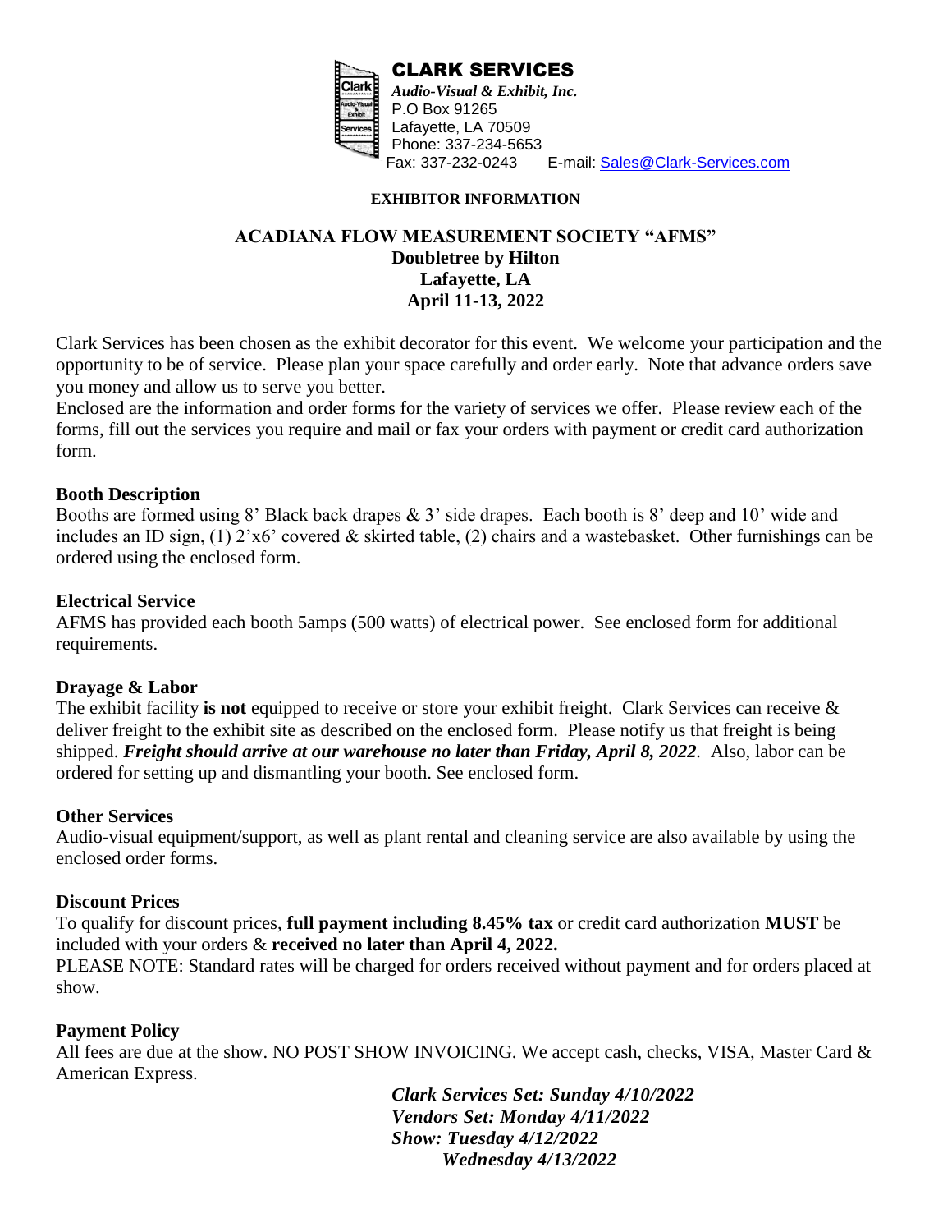# CLARK SERVICES

***Audio-Visual & Exhibit, Inc.***
P.O Box 91265
Lafayette, LA 70509
Phone: 337-234-5653
Fax: 337-232-0243 E-mail: Sales@Clark-Services.com

**EXHIBITOR INFORMATION**

## ACADIANA FLOW MEASUREMENT SOCIETY "AFMS"
**Doubletree by Hilton**
**Lafayette, LA**
**April 11-13, 2022**

Clark Services has been chosen as the exhibit decorator for this event. We welcome your participation and the opportunity to be of service. Please plan your space carefully and order early. Note that advance orders save you money and allow us to serve you better.

Enclosed are the information and order forms for the variety of services we offer. Please review each of the forms, fill out the services you require and mail or fax your orders with payment or credit card authorization form.

### Booth Description

Booths are formed using 8' Black back drapes & 3' side drapes. Each booth is 8' deep and 10' wide and includes an ID sign, (1) 2'x6' covered & skirted table, (2) chairs and a wastebasket. Other furnishings can be ordered using the enclosed form.

### Electrical Service

AFMS has provided each booth 5amps (500 watts) of electrical power. See enclosed form for additional requirements.

### Drayage & Labor

The exhibit facility **is not** equipped to receive or store your exhibit freight. Clark Services can receive & deliver freight to the exhibit site as described on the enclosed form. Please notify us that freight is being shipped. ***Freight should arrive at our warehouse no later than Friday, April 8, 2022***. Also, labor can be ordered for setting up and dismantling your booth. See enclosed form.

### Other Services

Audio-visual equipment/support, as well as plant rental and cleaning service are also available by using the enclosed order forms.

### Discount Prices

To qualify for discount prices, **full payment including 8.45% tax** or credit card authorization **MUST** be included with your orders & **received no later than April 4, 2022.**

PLEASE NOTE: Standard rates will be charged for orders received without payment and for orders placed at show.

### Payment Policy

All fees are due at the show. NO POST SHOW INVOICING. We accept cash, checks, VISA, Master Card & American Express.

***Clark Services Set: Sunday 4/10/2022***
***Vendors Set: Monday 4/11/2022***
***Show: Tuesday 4/12/2022***
***Wednesday 4/13/2022***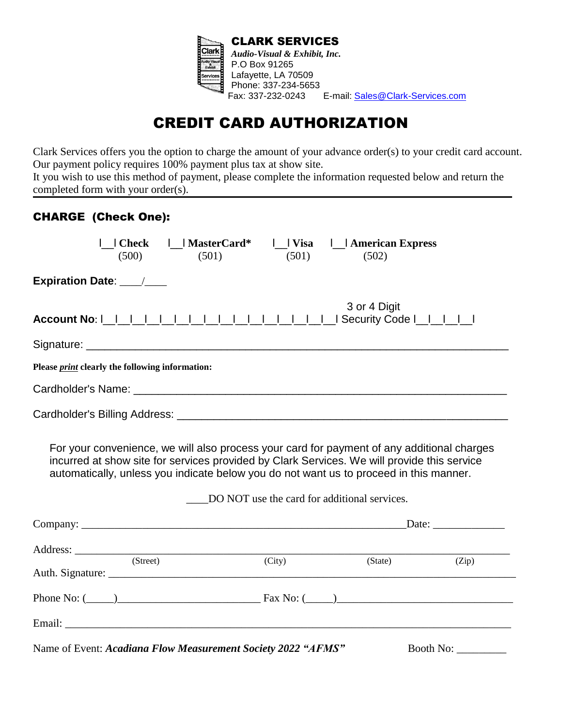**CLARK SERVICES**
***Audio-Visual & Exhibit, Inc.***
P.O Box 91265
Lafayette, LA 70509
Phone: 337-234-5653
Fax: 337-232-0243 E-mail: Sales@Clark-Services.com

# CREDIT CARD AUTHORIZATION

Clark Services offers you the option to charge the amount of your advance order(s) to your credit card account. Our payment policy requires 100% payment plus tax at show site.
It you wish to use this method of payment, please complete the information requested below and return the completed form with your order(s).

## CHARGE (Check One):

|__| **Check** (500) |__| **MasterCard*** (501) |__| **Visa** (501) |__| **American Express** (502)

**Expiration Date**: ____/____

**Account No**: |__|__|__|__|__|__|__|__|__|__|__|__|__|__|__|__| 3 or 4 Digit Security Code |__|__|__|__|

Signature: ____________________________________________________________

**Please *print* clearly the following information:**

Cardholder's Name: ____________________________________________________________

Cardholder's Billing Address: ____________________________________________________________

For your convenience, we will also process your card for payment of any additional charges incurred at show site for services provided by Clark Services. We will provide this service automatically, unless you indicate below you do not want us to proceed in this manner.

____DO NOT use the card for additional services.

Company: ____________________________________________________________ Date: _____________

Address: ____________________________________________________________
(Street) (City) (State) (Zip)

Auth. Signature: ____________________________________________________________

Phone No: (_____)_________________________ Fax No: (_____)_______________________________

Email: ____________________________________________________________

Name of Event: ***Acadiana Flow Measurement Society 2022 "AFMS"*** Booth No: _________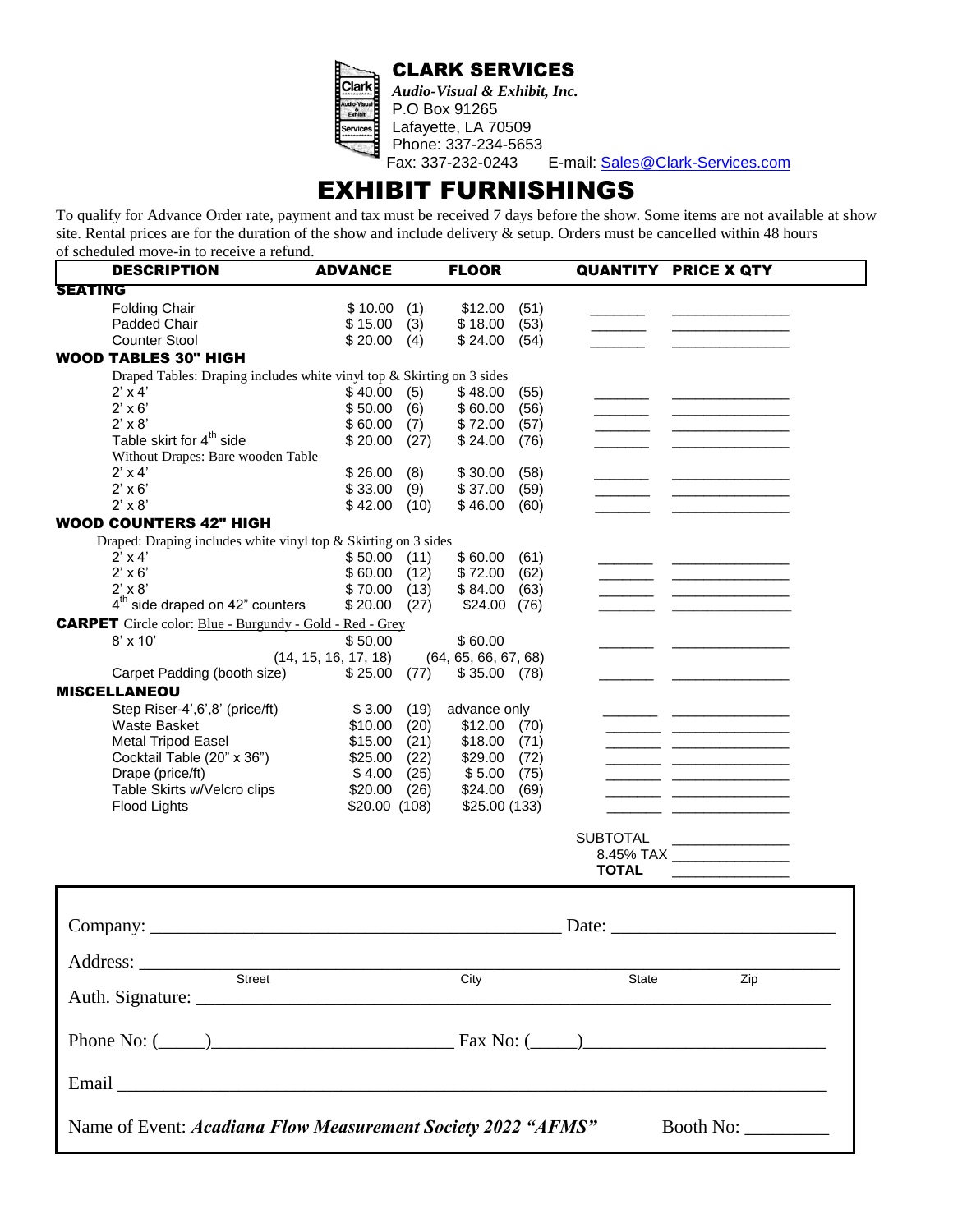**CLARK SERVICES**

***Audio-Visual & Exhibit, Inc.***

P.O Box 91265

Lafayette, LA 70509

Phone: 337-234-5653

Fax: 337-232-0243 E-mail: Sales@Clark-Services.com

# EXHIBIT FURNISHINGS

To qualify for Advance Order rate, payment and tax must be received 7 days before the show. Some items are not available at show site. Rental prices are for the duration of the show and include delivery & setup. Orders must be cancelled within 48 hours of scheduled move-in to receive a refund.

| DESCRIPTION | ADVANCE | FLOOR | QUANTITY | PRICE X QTY |
|---|---|---|---|---|
| **SEATING** | | | | |
| Folding Chair | $ 10.00 (1) | $12.00 (51) | _______ | _______________ |
| Padded Chair | $ 15.00 (3) | $ 18.00 (53) | _______ | _______________ |
| Counter Stool | $ 20.00 (4) | $ 24.00 (54) | _______ | _______________ |
| **WOOD TABLES 30" HIGH** | | | | |
| Draped Tables: Draping includes white vinyl top & Skirting on 3 sides | | | | |
| 2' x 4' | $ 40.00 (5) | $ 48.00 (55) | _______ | _______________ |
| 2' x 6' | $ 50.00 (6) | $ 60.00 (56) | _______ | _______________ |
| 2' x 8' | $ 60.00 (7) | $ 72.00 (57) | _______ | _______________ |
| Table skirt for 4th side | $ 20.00 (27) | $ 24.00 (76) | _______ | _______________ |
| Without Drapes: Bare wooden Table | | | | |
| 2' x 4' | $ 26.00 (8) | $ 30.00 (58) | _______ | _______________ |
| 2' x 6' | $ 33.00 (9) | $ 37.00 (59) | _______ | _______________ |
| 2' x 8' | $ 42.00 (10) | $ 46.00 (60) | _______ | _______________ |
| **WOOD COUNTERS 42" HIGH** | | | | |
| Draped: Draping includes white vinyl top & Skirting on 3 sides | | | | |
| 2' x 4' | $ 50.00 (11) | $ 60.00 (61) | _______ | _______________ |
| 2' x 6' | $ 60.00 (12) | $ 72.00 (62) | _______ | _______________ |
| 2' x 8' | $ 70.00 (13) | $ 84.00 (63) | _______ | _______________ |
| 4th side draped on 42" counters | $ 20.00 (27) | $24.00 (76) | _______ | _______________ |
| **CARPET** Circle color: Blue - Burgundy - Gold - Red - Grey | | | | |
| 8' x 10' | $ 50.00 (14, 15, 16, 17, 18) | $ 60.00 (64, 65, 66, 67, 68) | _______ | _______________ |
| Carpet Padding (booth size) | $ 25.00 (77) | $ 35.00 (78) | _______ | _______________ |
| **MISCELLANEOU** | | | | |
| Step Riser-4',6',8' (price/ft) | $ 3.00 (19) | advance only | _______ | _______________ |
| Waste Basket | $10.00 (20) | $12.00 (70) | _______ | _______________ |
| Metal Tripod Easel | $15.00 (21) | $18.00 (71) | _______ | _______________ |
| Cocktail Table (20" x 36") | $25.00 (22) | $29.00 (72) | _______ | _______________ |
| Drape (price/ft) | $ 4.00 (25) | $ 5.00 (75) | _______ | _______________ |
| Table Skirts w/Velcro clips | $20.00 (26) | $24.00 (69) | _______ | _______________ |
| Flood Lights | $20.00 (108) | $25.00 (133) | _______ | _______________ |
| | | | SUBTOTAL | _______________ |
| | | | 8.45% TAX | _______________ |
| | | | **TOTAL** | _______________ |

Company: _______________________________________________ Date: ________________________

Address: ________________________________________________________________________
Street City State Zip

Auth. Signature: __________________________________________________________________

Phone No: (_____)_________________________ Fax No: (_____)_________________________

Email ___________________________________________________________________________

Name of Event: ***Acadiana Flow Measurement Society 2022 "AFMS"*** Booth No: _________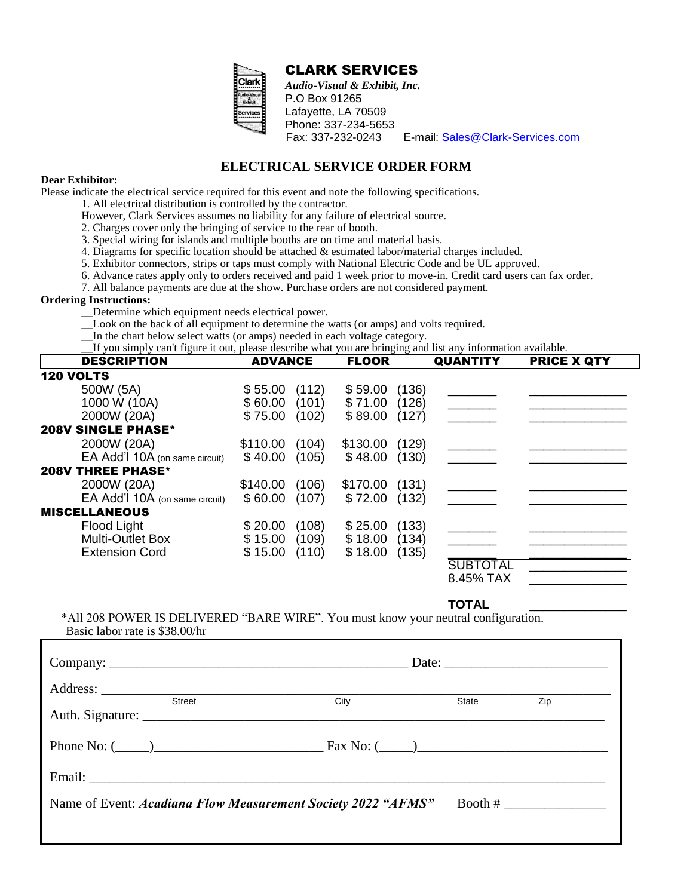# CLARK SERVICES

***Audio-Visual & Exhibit, Inc.***
P.O Box 91265
Lafayette, LA 70509
Phone: 337-234-5653
Fax: 337-232-0243 E-mail: Sales@Clark-Services.com

## ELECTRICAL SERVICE ORDER FORM

**Dear Exhibitor:**

Please indicate the electrical service required for this event and note the following specifications.

1. All electrical distribution is controlled by the contractor.
   However, Clark Services assumes no liability for any failure of electrical source.
2. Charges cover only the bringing of service to the rear of booth.
3. Special wiring for islands and multiple booths are on time and material basis.
4. Diagrams for specific location should be attached & estimated labor/material charges included.
5. Exhibitor connectors, strips or taps must comply with National Electric Code and be UL approved.
6. Advance rates apply only to orders received and paid 1 week prior to move-in. Credit card users can fax order.
7. All balance payments are due at the show. Purchase orders are not considered payment.

**Ordering Instructions:**

__Determine which equipment needs electrical power.
__Look on the back of all equipment to determine the watts (or amps) and volts required.
__In the chart below select watts (or amps) needed in each voltage category.
__If you simply can't figure it out, please describe what you are bringing and list any information available.

| DESCRIPTION | ADVANCE | FLOOR | QUANTITY | PRICE X QTY |
|---|---|---|---|---|
| **120 VOLTS** | | | | |
| 500W (5A) | $ 55.00 (112) | $ 59.00 (136) | _______ | _______________ |
| 1000 W (10A) | $ 60.00 (101) | $ 71.00 (126) | _______ | _______________ |
| 2000W (20A) | $ 75.00 (102) | $ 89.00 (127) | _______ | _______________ |
| **208V SINGLE PHASE*** | | | | |
| 2000W (20A) | $110.00 (104) | $130.00 (129) | _______ | _______________ |
| EA Add'l 10A (on same circuit) | $ 40.00 (105) | $ 48.00 (130) | _______ | _______________ |
| **208V THREE PHASE*** | | | | |
| 2000W (20A) | $140.00 (106) | $170.00 (131) | _______ | _______________ |
| EA Add'l 10A (on same circuit) | $ 60.00 (107) | $ 72.00 (132) | _______ | _______________ |
| **MISCELLANEOUS** | | | | |
| Flood Light | $ 20.00 (108) | $ 25.00 (133) | _______ | _______________ |
| Multi-Outlet Box | $ 15.00 (109) | $ 18.00 (134) | _______ | _______________ |
| Extension Cord | $ 15.00 (110) | $ 18.00 (135) | _______ | _______________ |
| | | | SUBTOTAL | _______________ |
| | | | 8.45% TAX | _______________ |
| | | | **TOTAL** | _______________ |

*All 208 POWER IS DELIVERED "BARE WIRE". You must know your neutral configuration.
Basic labor rate is $38.00/hr

Company: ______________________________ Date: ____________________

Address: ____________________________________________________________
Street City State Zip

Auth. Signature: ______________________________________________________

Phone No: (_____)________________________ Fax No: (_____)________________________

Email: ______________________________________________________________

Name of Event: ***Acadiana Flow Measurement Society 2022 "AFMS"*** Booth # ______________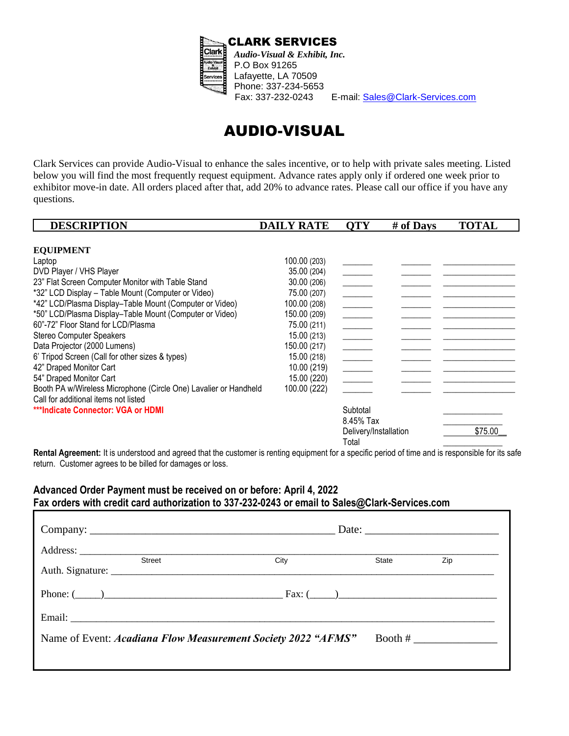**CLARK SERVICES**

*Audio-Visual & Exhibit, Inc.*
P.O Box 91265
Lafayette, LA 70509
Phone: 337-234-5653
Fax: 337-232-0243 E-mail: Sales@Clark-Services.com

# AUDIO-VISUAL

Clark Services can provide Audio-Visual to enhance the sales incentive, or to help with private sales meeting. Listed below you will find the most frequently request equipment. Advance rates apply only if ordered one week prior to exhibitor move-in date. All orders placed after that, add 20% to advance rates. Please call our office if you have any questions.

| DESCRIPTION | DAILY RATE | QTY | # of Days | TOTAL |
|---|---|---|---|---|
| **EQUIPMENT** | | | | |
| Laptop | 100.00 (203) | _______ | _______ | _______________ |
| DVD Player / VHS Player | 35.00 (204) | _______ | _______ | _______________ |
| 23" Flat Screen Computer Monitor with Table Stand | 30.00 (206) | _______ | _______ | _______________ |
| *32" LCD Display – Table Mount (Computer or Video) | 75.00 (207) | _______ | _______ | _______________ |
| *42" LCD/Plasma Display–Table Mount (Computer or Video) | 100.00 (208) | _______ | _______ | _______________ |
| *50" LCD/Plasma Display–Table Mount (Computer or Video) | 150.00 (209) | _______ | _______ | _______________ |
| 60"-72" Floor Stand for LCD/Plasma | 75.00 (211) | _______ | _______ | _______________ |
| Stereo Computer Speakers | 15.00 (213) | _______ | _______ | _______________ |
| Data Projector (2000 Lumens) | 150.00 (217) | _______ | _______ | _______________ |
| 6' Tripod Screen (Call for other sizes & types) | 15.00 (218) | _______ | _______ | _______________ |
| 42" Draped Monitor Cart | 10.00 (219) | _______ | _______ | _______________ |
| 54" Draped Monitor Cart | 15.00 (220) | _______ | _______ | _______________ |
| Booth PA w/Wireless Microphone (Circle One) Lavalier or Handheld | 100.00 (222) | _______ | _______ | _______________ |
| Call for additional items not listed | | | | |
| ***Indicate Connector: VGA or HDMI | | Subtotal | | _____________ |
| | | 8.45% Tax | | _____________ |
| | | Delivery/Installation | | $75.00__ |
| | | Total | | _____________ |

**Rental Agreement:** It is understood and agreed that the customer is renting equipment for a specific period of time and is responsible for its safe return. Customer agrees to be billed for damages or loss.

**Advanced Order Payment must be received on or before: April 4, 2022**
**Fax orders with credit card authorization to 337-232-0243 or email to Sales@Clark-Services.com**

Company: ____________________________________________ Date: ________________________

Address: ______________________________________________________________________________
Street City State Zip

Auth. Signature: _________________________________________________________________________

Phone: (_____)__________________________________ Fax: (_____)______________________________

Email: _________________________________________________________________________________

Name of Event: ***Acadiana Flow Measurement Society 2022 "AFMS"*** Booth # _______________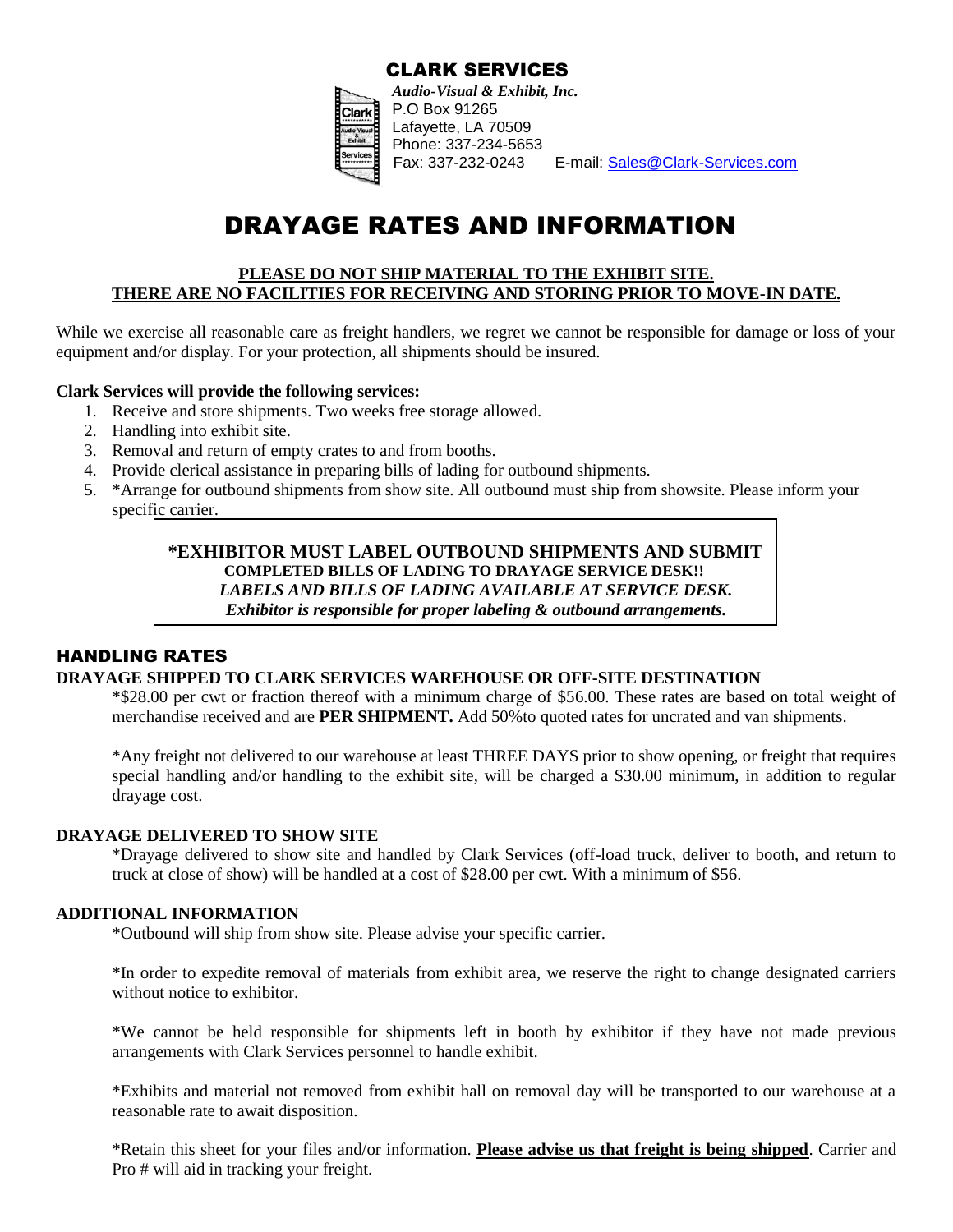# CLARK SERVICES

***Audio-Visual & Exhibit, Inc.***
P.O Box 91265
Lafayette, LA 70509
Phone: 337-234-5653
Fax: 337-232-0243 E-mail: Sales@Clark-Services.com

# DRAYAGE RATES AND INFORMATION

**PLEASE DO NOT SHIP MATERIAL TO THE EXHIBIT SITE.**
**THERE ARE NO FACILITIES FOR RECEIVING AND STORING PRIOR TO MOVE-IN DATE.**

While we exercise all reasonable care as freight handlers, we regret we cannot be responsible for damage or loss of your equipment and/or display. For your protection, all shipments should be insured.

**Clark Services will provide the following services:**

1. Receive and store shipments. Two weeks free storage allowed.
2. Handling into exhibit site.
3. Removal and return of empty crates to and from booths.
4. Provide clerical assistance in preparing bills of lading for outbound shipments.
5. *Arrange for outbound shipments from show site. All outbound must ship from showsite. Please inform your specific carrier.

> ***EXHIBITOR MUST LABEL OUTBOUND SHIPMENTS AND SUBMIT COMPLETED BILLS OF LADING TO DRAYAGE SERVICE DESK!!***
> ***LABELS AND BILLS OF LADING AVAILABLE AT SERVICE DESK.***
> ***Exhibitor is responsible for proper labeling & outbound arrangements.***

## HANDLING RATES

### DRAYAGE SHIPPED TO CLARK SERVICES WAREHOUSE OR OFF-SITE DESTINATION

*$28.00 per cwt or fraction thereof with a minimum charge of $56.00. These rates are based on total weight of merchandise received and are **PER SHIPMENT.** Add 50%to quoted rates for uncrated and van shipments.

*Any freight not delivered to our warehouse at least THREE DAYS prior to show opening, or freight that requires special handling and/or handling to the exhibit site, will be charged a $30.00 minimum, in addition to regular drayage cost.

### DRAYAGE DELIVERED TO SHOW SITE

*Drayage delivered to show site and handled by Clark Services (off-load truck, deliver to booth, and return to truck at close of show) will be handled at a cost of $28.00 per cwt. With a minimum of $56.

### ADDITIONAL INFORMATION

*Outbound will ship from show site. Please advise your specific carrier.

*In order to expedite removal of materials from exhibit area, we reserve the right to change designated carriers without notice to exhibitor.

*We cannot be held responsible for shipments left in booth by exhibitor if they have not made previous arrangements with Clark Services personnel to handle exhibit.

*Exhibits and material not removed from exhibit hall on removal day will be transported to our warehouse at a reasonable rate to await disposition.

*Retain this sheet for your files and/or information. **Please advise us that freight is being shipped**. Carrier and Pro # will aid in tracking your freight.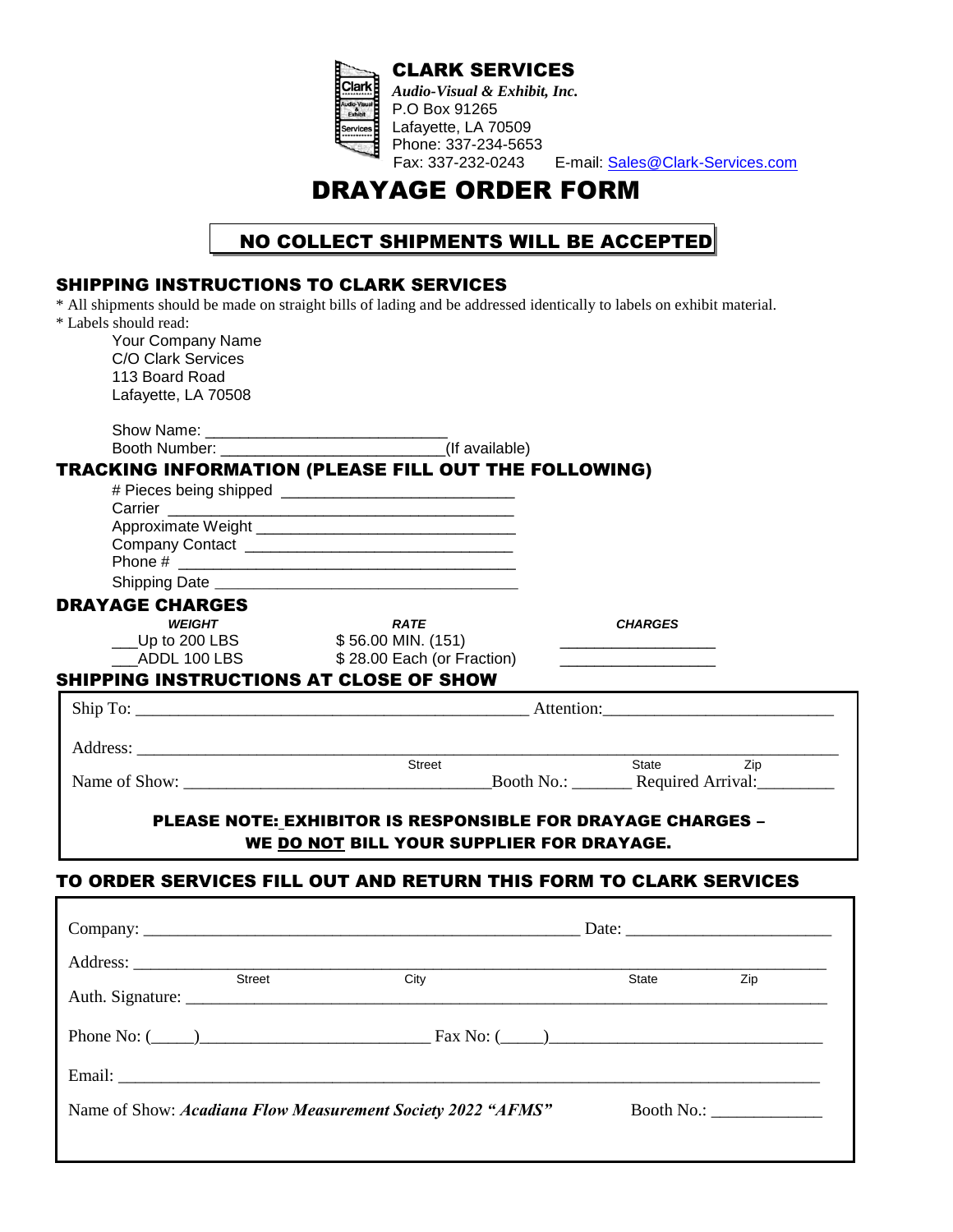**CLARK SERVICES**

*Audio-Visual & Exhibit, Inc.*

P.O Box 91265

Lafayette, LA 70509

Phone: 337-234-5653

Fax: 337-232-0243 E-mail: Sales@Clark-Services.com

# DRAYAGE ORDER FORM

**NO COLLECT SHIPMENTS WILL BE ACCEPTED**

## SHIPPING INSTRUCTIONS TO CLARK SERVICES

* All shipments should be made on straight bills of lading and be addressed identically to labels on exhibit material.
* Labels should read:

Your Company Name
C/O Clark Services
113 Board Road
Lafayette, LA 70508

Show Name: ____________________________

Booth Number: _________________________(If available)

## TRACKING INFORMATION (PLEASE FILL OUT THE FOLLOWING)

# Pieces being shipped ___________________________

Carrier _______________________________________

Approximate Weight ______________________________

Company Contact _______________________________

Phone # _______________________________________

Shipping Date __________________________________

## DRAYAGE CHARGES

| *WEIGHT* | *RATE* | *CHARGES* |
|---|---|---|
| ___Up to 200 LBS | $ 56.00 MIN. (151) | _________________ |
| ___ADDL 100 LBS | $ 28.00 Each (or Fraction) | _________________ |

## SHIPPING INSTRUCTIONS AT CLOSE OF SHOW

Ship To: _____________________________________________ Attention: __________________________

Address: ___________________________________________________________________________
Street State Zip

Name of Show: __________________________________Booth No.: _______ Required Arrival:_________

**PLEASE NOTE: EXHIBITOR IS RESPONSIBLE FOR DRAYAGE CHARGES – WE DO NOT BILL YOUR SUPPLIER FOR DRAYAGE.**

## TO ORDER SERVICES FILL OUT AND RETURN THIS FORM TO CLARK SERVICES

Company: ___________________________________________________ Date: _______________________

Address: ___________________________________________________________________________
Street City State Zip

Auth. Signature: ______________________________________________________________________

Phone No: (_____)__________________________ Fax No: (_____)_______________________________

Email: _____________________________________________________________________________

Name of Show: ***Acadiana Flow Measurement Society 2022 "AFMS"*** Booth No.: _____________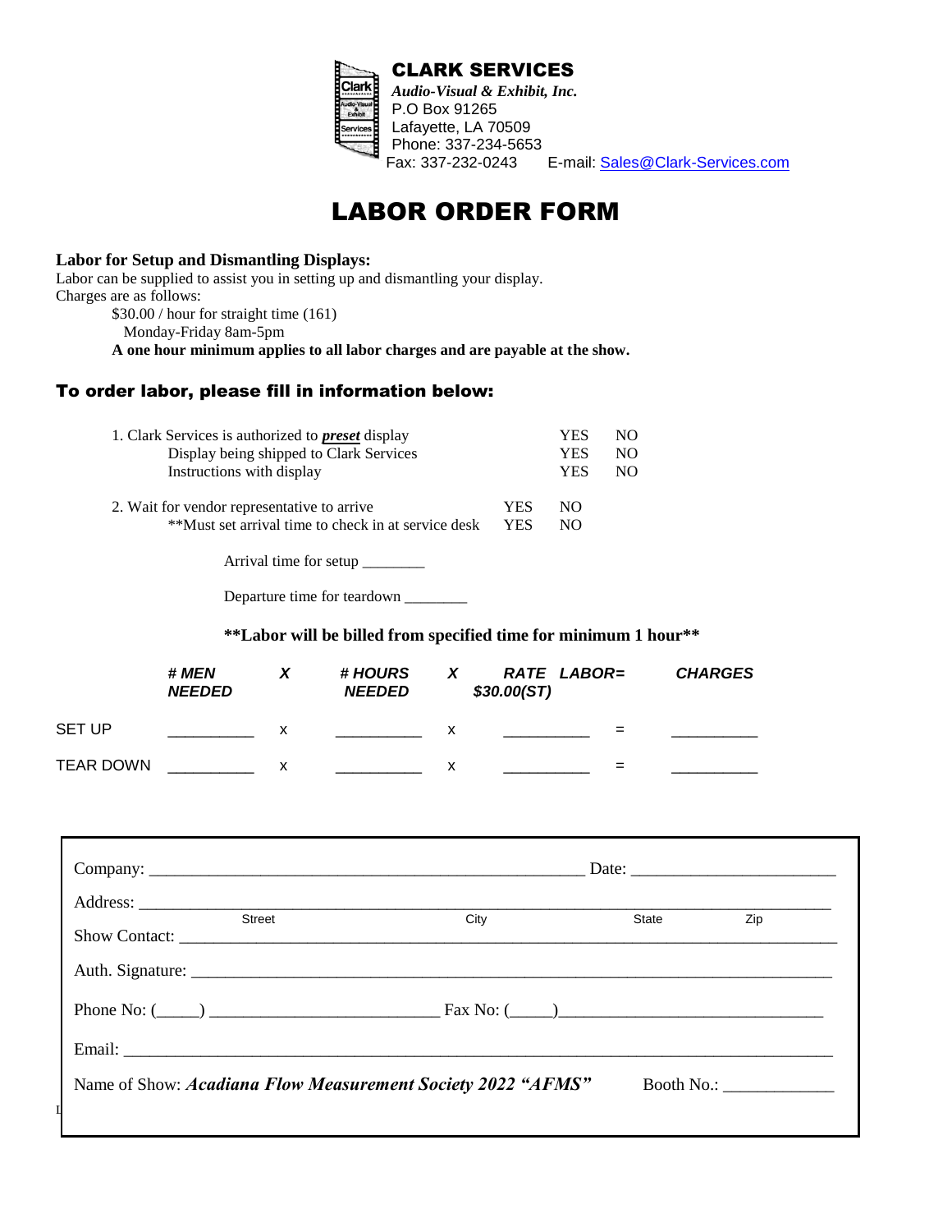**CLARK SERVICES**
*Audio-Visual & Exhibit, Inc.*
P.O Box 91265
Lafayette, LA 70509
Phone: 337-234-5653
Fax: 337-232-0243 E-mail: Sales@Clark-Services.com

# LABOR ORDER FORM

**Labor for Setup and Dismantling Displays:**
Labor can be supplied to assist you in setting up and dismantling your display.
Charges are as follows:

$30.00 / hour for straight time (161)
Monday-Friday 8am-5pm
**A one hour minimum applies to all labor charges and are payable at the show.**

## To order labor, please fill in information below:

1. Clark Services is authorized to ***preset*** display — YES NO
   Display being shipped to Clark Services — YES NO
   Instructions with display — YES NO

2. Wait for vendor representative to arrive — YES NO
   **Must set arrival time to check in at service desk — YES NO

   Arrival time for setup ________

   Departure time for teardown ________

**\*\*Labor will be billed from specified time for minimum 1 hour\*\***

| | # MEN NEEDED | X | # HOURS NEEDED | X | RATE LABOR= $30.00(ST) | | CHARGES |
|---|---|---|---|---|---|---|---|
| SET UP | __________ | x | __________ | x | __________ | = | __________ |
| TEAR DOWN | __________ | x | __________ | x | __________ | = | __________ |

Company: ______________________________________________ Date: ______________________

Address: ________________________________________________________________________
Street City State Zip

Show Contact: ____________________________________________________________________

Auth. Signature: __________________________________________________________________

Phone No: (_____) ___________________________ Fax No: (_____)_____________________________

Email: __________________________________________________________________________

Name of Show: ***Acadiana Flow Measurement Society 2022 "AFMS"*** Booth No.: ____________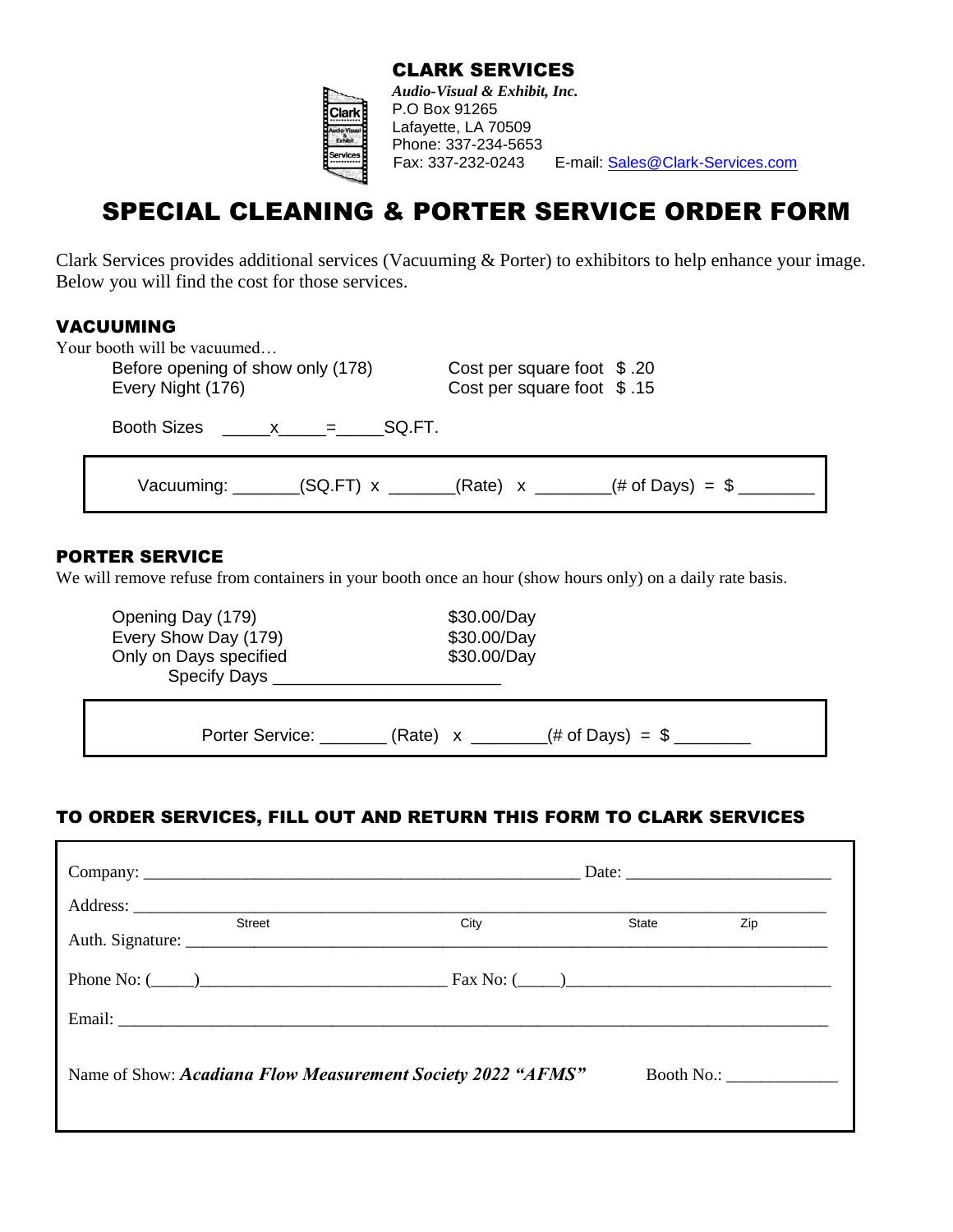**CLARK SERVICES**
*Audio-Visual & Exhibit, Inc.*
P.O Box 91265
Lafayette, LA 70509
Phone: 337-234-5653
Fax: 337-232-0243 E-mail: Sales@Clark-Services.com

# SPECIAL CLEANING & PORTER SERVICE ORDER FORM

Clark Services provides additional services (Vacuuming & Porter) to exhibitors to help enhance your image. Below you will find the cost for those services.

## VACUUMING

Your booth will be vacuumed…

| | |
|---|---|
| Before opening of show only (178) | Cost per square foot $ .20 |
| Every Night (176) | Cost per square foot $ .15 |

Booth Sizes _____x_____=_____SQ.FT.

Vacuuming: _______(SQ.FT) x _______(Rate) x ________(# of Days) = $ ________

## PORTER SERVICE

We will remove refuse from containers in your booth once an hour (show hours only) on a daily rate basis.

| | |
|---|---|
| Opening Day (179) | $30.00/Day |
| Every Show Day (179) | $30.00/Day |
| Only on Days specified | $30.00/Day |

Specify Days ________________________

Porter Service: _______ (Rate) x ________(# of Days) = $ ________

## TO ORDER SERVICES, FILL OUT AND RETURN THIS FORM TO CLARK SERVICES

Company: ______________________________________________ Date: ______________________

Address: _____________________________________________________________________________
Street City State Zip

Auth. Signature: ________________________________________________________________________

Phone No: (_____)____________________________ Fax No: (_____)_____________________________

Email: ______________________________________________________________________________

Name of Show: ***Acadiana Flow Measurement Society 2022 "AFMS"*** Booth No.: ____________